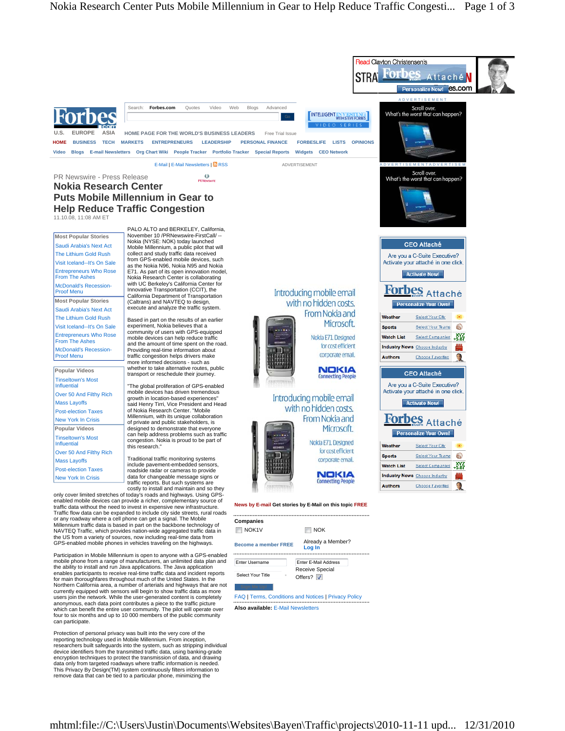PR Newswire - Press Release

# Nokia Research Center Puts Mobile Millennium in Gear to Help Reduce Traffic Congestion

11.10.08, 11:08 AM ET

PALO ALTO and BERKELEY, California, November 10 /PRNewswire-FirstCall/ -- Nokia (NYSE: NOK) today launched Mobile Millennium, a public pilot that will collect and study traffic data received from GPS-enabled mobile devices, such as the Nokia N96, Nokia N95 and Nokia E71. As part of its open innovation model, Nokia Research Center is collaborating with UC Berkeley's California Center for Innovative Transportation (CCIT), the California Department of Transportation (Caltrans) and NAVTEQ to design, execute and analyze the traffic system.

Based in part on the results of an earlier experiment, Nokia believes that a community of users with GPS-equipped mobile devices can help reduce traffic and the amount of time spent on the road. Providing real-time information about traffic congestion helps drivers make more informed decisions - such as whether to take alternative routes, public transport or reschedule their journey.

"The global proliferation of GPS-enabled mobile devices has driven tremendous growth in location-based experiences" said Henry Tirri, Vice President and Head of Nokia Research Center. "Mobile Millennium, with its unique collaboration of private and public stakeholders, is designed to demonstrate that everyone can help address problems such as traffic congestion. Nokia is proud to be part of this research."

Traditional traffic monitoring systems include pavement-embedded sensors, roadside radar or cameras to provide data for changeable message signs or traffic reports. But such systems are costly to install and maintain and so they only cover limited stretches of today's roads and highways. Using GPS-enabled mobile devices can provide a richer, complementary source of traffic data without the need to invest in expensive new infrastructure. Traffic flow data can be expanded to include city side streets, rural roads or any roadway where a cell phone can get a signal. The Mobile Millennium traffic data is based in part on the backbone technology of NAVTEQ Traffic, which provides nation-wide aggregated traffic data in the US from a variety of sources, now including real-time data from GPS-enabled mobile phones in vehicles traveling on the highways.

Participation in Mobile Millennium is open to anyone with a GPS-enabled mobile phone from a range of manufacturers, an unlimited data plan and the ability to install and run Java applications. The Java application enables participants to receive real-time traffic data and incident reports for main thoroughfares throughout much of the United States. In the Northern California area, a number of arterials and highways that are not currently equipped with sensors will begin to show traffic data as more users join the network. While the user-generated content is completely anonymous, each data point contributes a piece to the traffic picture which can benefit the entire user community. The pilot will operate over four to six months and up to 10 000 members of the public community can participate.

Protection of personal privacy was built into the very core of the reporting technology used in Mobile Millennium. From inception, researchers built safeguards into the system, such as stripping individual device identifiers from the transmitted traffic data, using banking-grade encryption techniques to protect the transmission of data, and drawing data only from targeted roadways where traffic information is needed. This Privacy By Design(TM) system continuously filters information to remove data that can be tied to a particular phone, minimizing the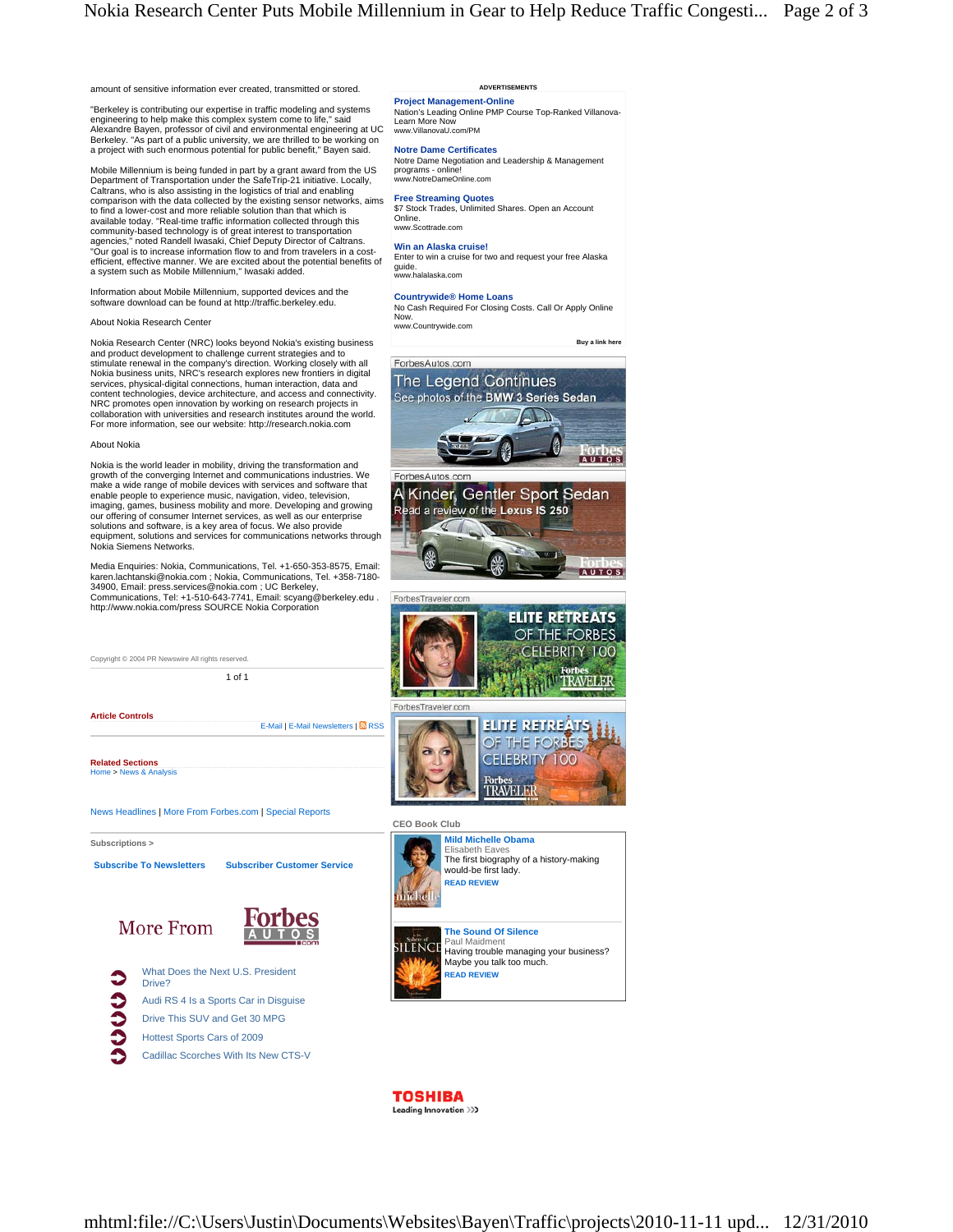amount of sensitive information ever created, transmitted or stored.

"Berkeley is contributing our expertise in traffic modeling and systems engineering to help make this complex system come to life," said Alexandre Bayen, professor of civil and environmental engineering at UC Berkeley. "As part of a public university, we are thrilled to be working on a project with such enormous potential for public benefit," Bayen said.

Mobile Millennium is being funded in part by a grant award from the US Department of Transportation under the SafeTrip-21 initiative. Locally, Caltrans, who is also assisting in the logistics of trial and enabling comparison with the data collected by the existing sensor networks, aims to find a lower-cost and more reliable solution than that which is available today. "Real-time traffic information collected through this community-based technology is of great interest to transportation agencies," noted Randell Iwasaki, Chief Deputy Director of Caltrans. "Our goal is to increase information flow to and from travelers in a cost-efficient, effective manner. We are excited about the potential benefits of a system such as Mobile Millennium," Iwasaki added.

Information about Mobile Millennium, supported devices and the software download can be found at http://traffic.berkeley.edu.

About Nokia Research Center

Nokia Research Center (NRC) looks beyond Nokia's existing business and product development to challenge current strategies and to stimulate renewal in the company's direction. Working closely with all Nokia business units, NRC's research explores new frontiers in digital services, physical-digital connections, human interaction, data and content technologies, device architecture, and access and connectivity. NRC promotes open innovation by working on research projects in collaboration with universities and research institutes around the world. For more information, see our website: http://research.nokia.com

About Nokia

Nokia is the world leader in mobility, driving the transformation and growth of the converging Internet and communications industries. We make a wide range of mobile devices with services and software that enable people to experience music, navigation, video, television, imaging, games, business mobility and more. Developing and growing our offering of consumer Internet services, as well as our enterprise solutions and software, is a key area of focus. We also provide equipment, solutions and services for communications networks through Nokia Siemens Networks.

Media Enquiries: Nokia, Communications, Tel. +1-650-353-8575, Email: karen.lachtanski@nokia.com ; Nokia, Communications, Tel. +358-7180-34900, Email: press.services@nokia.com ; UC Berkeley, Communications, Tel: +1-510-643-7741, Email: scyang@berkeley.edu . http://www.nokia.com/press SOURCE Nokia Corporation

Copyright © 2004 PR Newswire All rights reserved.

**Article Controls**

E-Mail | E-Mail Newsletters | RSS

**Related Sections**

Home > News & Analysis

News Headlines | More From Forbes.com | Special Reports

**Subscriptions >**

**Subscribe To Newsletters** **Subscriber Customer Service**

More From Forbes Autos

- What Does the Next U.S. President Drive?
- Audi RS 4 Is a Sports Car in Disguise
- Drive This SUV and Get 30 MPG
- Hottest Sports Cars of 2009
- Cadillac Scorches With Its New CTS-V

ADVERTISEMENTS

**Project Management-Online**
Nation's Leading Online PMP Course Top-Ranked Villanova-Learn More Now
www.VillanovaU.com/PM

**Notre Dame Certificates**
Notre Dame Negotiation and Leadership & Management programs - online!
www.NotreDameOnline.com

**Free Streaming Quotes**
$7 Stock Trades, Unlimited Shares. Open an Account Online.
www.Scottrade.com

**Win an Alaska cruise!**
Enter to win a cruise for two and request your free Alaska guide.
www.halalaska.com

**Countrywide® Home Loans**
No Cash Required For Closing Costs. Call Or Apply Online Now.
www.Countrywide.com

Buy a link here

ForbesAutos.com
The Legend Continues
See photos of the BMW 3 Series Sedan

ForbesAutos.com
A Kinder, Gentler Sport Sedan
Read a review of the Lexus IS 250

ForbesTraveler.com
ELITE RETREATS OF THE FORBES CELEBRITY 100

ForbesTraveler.com
ELITE RETREATS OF THE FORBES CELEBRITY 100

**CEO Book Club**

**Mild Michelle Obama**
Elisabeth Eaves
The first biography of a history-making would-be first lady.
READ REVIEW

**The Sound Of Silence**
Paul Maidment
Having trouble managing your business? Maybe you talk too much.
READ REVIEW

TOSHIBA
Leading Innovation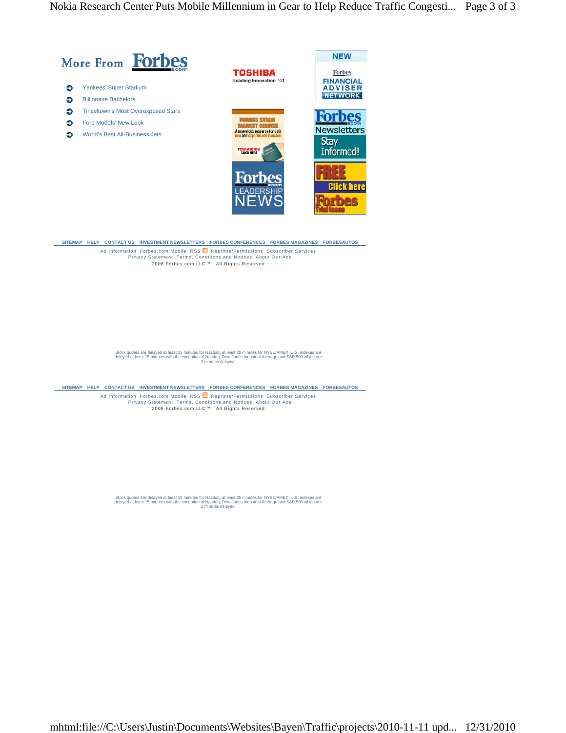## More From Forbes

- Yankees' Super Stadium
- Billionaire Bachelors
- Tinseltown's Most Overexposed Stars
- Ford Models' New Look
- World's Best All-Business Jets

TOSHIBA Leading Innovation

NEW Forbes FINANCIAL ADVISER NETWORK

FORBES STOCK MARKET COURSE A marvelous resource for both new and experienced investors PURCHASE NOW CLICK HERE

Forbes.com Newsletters Stay Informed!

Forbes.com LEADERSHIP NEWS

FREE Click here Forbes Trial Issue

SITEMAP HELP CONTACT US INVESTMENT NEWSLETTERS FORBES CONFERENCES FORBES MAGAZINES FORBESAUTOS

Ad Information Forbes.com Mobile RSS Reprints/Permissions Subscriber Services
Privacy Statement Terms, Conditions and Notices About Our Ads
2008 Forbes.com LLC™ All Rights Reserved

Stock quotes are delayed at least 15 minutes for Nasdaq, at least 20 minutes for NYSE/AMEX. U.S. indexes are delayed at least 15 minutes with the exception of Nasdaq, Dow Jones Industrial Average and S&P 500 which are 2 minutes delayed.

SITEMAP HELP CONTACT US INVESTMENT NEWSLETTERS FORBES CONFERENCES FORBES MAGAZINES FORBESAUTOS

Ad Information Forbes.com Mobile RSS Reprints/Permissions Subscriber Services
Privacy Statement Terms, Conditions and Notices About Our Ads
2008 Forbes.com LLC™ All Rights Reserved

Stock quotes are delayed at least 15 minutes for Nasdaq, at least 20 minutes for NYSE/AMEX. U.S. indexes are delayed at least 15 minutes with the exception of Nasdaq, Dow Jones Industrial Average and S&P 500 which are 2 minutes delayed.